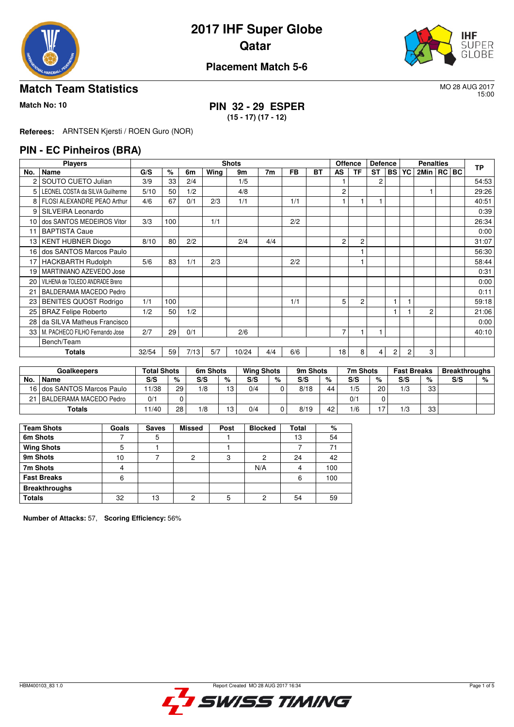# 2017 IHF Super Globe
# Qatar

## Placement Match 5-6

## Match Team Statistics

MO 28 AUG 2017
15:00

**Match No: 10**

**PIN 32 - 29 ESPER**
**(15 - 17) (17 - 12)**

**Referees:** ARNTSEN Kjersti / ROEN Guro (NOR)

## PIN - EC Pinheiros (BRA)

| Players | | Shots | | | | | | | | Offence | | Defence | | | Penalties | | | | TP |
|---|---|---|---|---|---|---|---|---|---|---|---|---|---|---|---|---|---|---|---|
| No. | Name | G/S | % | 6m | Wing | 9m | 7m | FB | BT | AS | TF | ST | BS | YC | 2Min | RC | BC | | |
| 2 | SOUTO CUETO Julian | 3/9 | 33 | 2/4 | | 1/5 | | | | 1 | | 2 | | | | | | | 54:53 |
| 5 | LEONEL COSTA da SILVA Guilherme | 5/10 | 50 | 1/2 | | 4/8 | | | | 2 | | | | | 1 | | | | 29:26 |
| 8 | FLOSI ALEXANDRE PEAO Arthur | 4/6 | 67 | 0/1 | 2/3 | 1/1 | | 1/1 | | 1 | 1 | 1 | | | | | | | 40:51 |
| 9 | SILVEIRA Leonardo | | | | | | | | | | | | | | | | | | 0:39 |
| 10 | dos SANTOS MEDEIROS Vitor | 3/3 | 100 | | 1/1 | | | 2/2 | | | | | | | | | | | 26:34 |
| 11 | BAPTISTA Caue | | | | | | | | | | | | | | | | | | 0:00 |
| 13 | KENT HUBNER Diogo | 8/10 | 80 | 2/2 | | 2/4 | 4/4 | | | 2 | 2 | | | | | | | | 31:07 |
| 16 | dos SANTOS Marcos Paulo | | | | | | | | | | 1 | | | | | | | | 56:30 |
| 17 | HACKBARTH Rudolph | 5/6 | 83 | 1/1 | 2/3 | | | 2/2 | | | 1 | | | | | | | | 58:44 |
| 19 | MARTINIANO AZEVEDO Jose | | | | | | | | | | | | | | | | | | 0:31 |
| 20 | VILHENA de TOLEDO ANDRADE Breno | | | | | | | | | | | | | | | | | | 0:00 |
| 21 | BALDERAMA MACEDO Pedro | | | | | | | | | | | | | | | | | | 0:11 |
| 23 | BENITES QUOST Rodrigo | 1/1 | 100 | | | | | 1/1 | | 5 | 2 | | 1 | 1 | | | | | 59:18 |
| 25 | BRAZ Felipe Roberto | 1/2 | 50 | 1/2 | | | | | | | | | 1 | 1 | 2 | | | | 21:06 |
| 28 | da SILVA Matheus Francisco | | | | | | | | | | | | | | | | | | 0:00 |
| 33 | M. PACHECO FILHO Fernando Jose | 2/7 | 29 | 0/1 | | 2/6 | | | | 7 | 1 | 1 | | | | | | | 40:10 |
| | Bench/Team | | | | | | | | | | | | | | | | | | |
| | **Totals** | 32/54 | 59 | 7/13 | 5/7 | 10/24 | 4/4 | 6/6 | | 18 | 8 | 4 | 2 | 2 | 3 | | | | |

| Goalkeepers | | Total Shots | | 6m Shots | | Wing Shots | | 9m Shots | | 7m Shots | | Fast Breaks | | Breakthroughs | |
|---|---|---|---|---|---|---|---|---|---|---|---|---|---|---|---|
| No. | Name | S/S | % | S/S | % | S/S | % | S/S | % | S/S | % | S/S | % | S/S | % |
| 16 | dos SANTOS Marcos Paulo | 11/38 | 29 | 1/8 | 13 | 0/4 | 0 | 8/18 | 44 | 1/5 | 20 | 1/3 | 33 | | |
| 21 | BALDERAMA MACEDO Pedro | 0/1 | 0 | | | | | | | 0/1 | 0 | | | | |
| | **Totals** | 11/40 | 28 | 1/8 | 13 | 0/4 | 0 | 8/19 | 42 | 1/6 | 17 | 1/3 | 33 | | |

| Team Shots | Goals | Saves | Missed | Post | Blocked | Total | % |
|---|---|---|---|---|---|---|---|
| 6m Shots | 7 | 5 | | 1 | | 13 | 54 |
| Wing Shots | 5 | 1 | | 1 | | 7 | 71 |
| 9m Shots | 10 | 7 | 2 | 3 | 2 | 24 | 42 |
| 7m Shots | 4 | | | | N/A | 4 | 100 |
| Fast Breaks | 6 | | | | | 6 | 100 |
| Breakthroughs | | | | | | | |
| **Totals** | 32 | 13 | 2 | 5 | 2 | 54 | 59 |

**Number of Attacks:** 57, **Scoring Efficiency:** 56%

HBM400103_83 1.0 Report Created MO 28 AUG 2017 16:34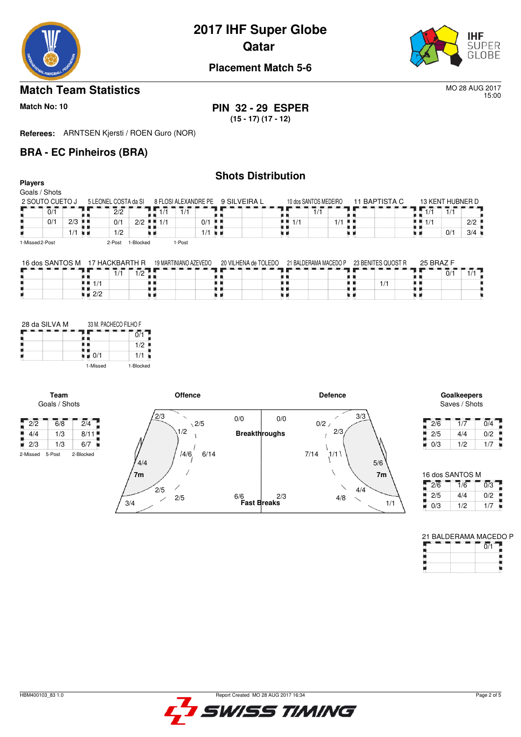# 2017 IHF Super Globe

## Qatar

### Placement Match 5-6

## Match Team Statistics

MO 28 AUG 2017
15:00

**Match No: 10**

**PIN 32 - 29 ESPER**
**(15 - 17) (17 - 12)**

**Referees:** ARNTSEN Kjersti / ROEN Guro (NOR)

## BRA - EC Pinheiros (BRA)

### Shots Distribution

**Players**
Goals / Shots

**2 SOUTO CUETO J**

| | | |
|---|---|---|
| 0/1 | | |
| 0/1 | 2/3 | |
| | 1/1 | |

1-Missed 2-Post

**5 LEONEL COSTA da SI**

| | | |
|---|---|---|
| | 2/2 | |
| | 0/1 | 2/2 |
| | 1/2 | |

2-Post 1-Blocked

**8 FLOSI ALEXANDRE PE**

| | | |
|---|---|---|
| 1/1 | 1/1 | |
| 1/1 | | 0/1 |
| | | 1/1 |

1-Post

**9 SILVEIRA L**

| | | |
|---|---|---|
| | | |
| | | |
| | | |

**10 dos SANTOS MEDEIRO**

| | | |
|---|---|---|
| | 1/1 | |
| 1/1 | | 1/1 |
| | | |

**11 BAPTISTA C**

| | | |
|---|---|---|
| | | |
| | | |
| | | |

**13 KENT HUBNER D**

| | | |
|---|---|---|
| 1/1 | 1/1 | |
| 1/1 | | 2/2 |
| | 0/1 | 3/4 |

**16 dos SANTOS M**

| | | |
|---|---|---|
| | | |
| | | |
| | | |

**17 HACKBARTH R**

| | | |
|---|---|---|
| | 1/1 | 1/2 |
| 1/1 | | |
| 2/2 | | |

**19 MARTINIANO AZEVEDO**

| | | |
|---|---|---|
| | | |
| | | |
| | | |

**20 VILHENA de TOLEDO**

| | | |
|---|---|---|
| | | |
| | | |
| | | |

**21 BALDERAMA MACEDO P**

| | | |
|---|---|---|
| | | |
| | | |
| | | |

**23 BENITES QUOST R**

| | | |
|---|---|---|
| | | |
| | 1/1 | |
| | | |

**25 BRAZ F**

| | | |
|---|---|---|
| | 0/1 | 1/1 |
| | | |
| | | |

**28 da SILVA M**

| | | |
|---|---|---|
| | | |
| | | |
| | | |

**33 M. PACHECO FILHO F**

| | | |
|---|---|---|
| | | 0/1 |
| | | 1/2 |
| 0/1 | | 1/1 |

1-Missed 1-Blocked

**Team**
Goals / Shots

| | | |
|---|---|---|
| 2/2 | 6/8 | 2/4 |
| 4/4 | 1/3 | 8/11 |
| 2/3 | 1/3 | 6/7 |

2-Missed 5-Post 2-Blocked

**Offence**

- 2/3, 2/5, 1/2, 4/6, 6/14, 4/4, 7m: 3/4, 2/5, 2/5
- Breakthroughs: 0/0
- Fast Breaks: 6/6

**Defence**

- Breakthroughs: 0/0
- Fast Breaks: 2/3
- 0/2, 3/3, 2/3, 7/14, 1/1, 5/6, 7m: 1/1, 4/4, 4/8

**Goalkeepers**
Saves / Shots

| | | |
|---|---|---|
| 2/6 | 1/7 | 0/4 |
| 2/5 | 4/4 | 0/2 |
| 0/3 | 1/2 | 1/7 |

**16 dos SANTOS M**

| | | |
|---|---|---|
| 2/6 | 1/6 | 0/3 |
| 2/5 | 4/4 | 0/2 |
| 0/3 | 1/2 | 1/7 |

**21 BALDERAMA MACEDO P**

| | | |
|---|---|---|
| | | 0/1 |
| | | |
| | | |

HBM400103_83 1.0 Report Created MO 28 AUG 2017 16:34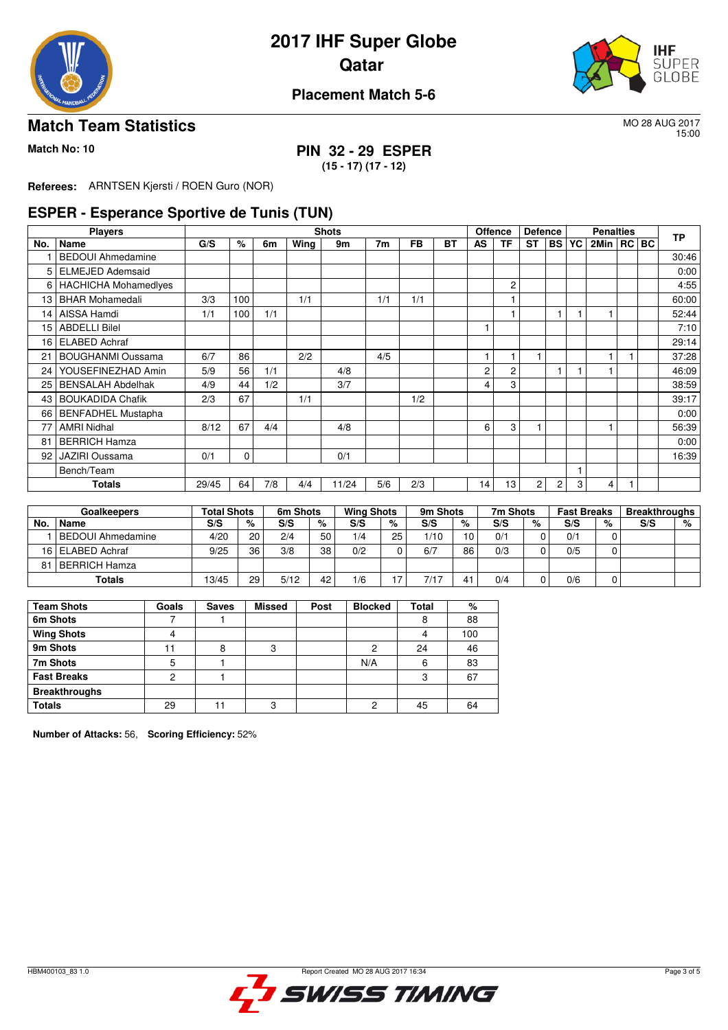# 2017 IHF Super Globe
## Qatar

### Placement Match 5-6

## Match Team Statistics

MO 28 AUG 2017
15:00

**Match No: 10**

**PIN 32 - 29 ESPER**
**(15 - 17) (17 - 12)**

**Referees:** ARNTSEN Kjersti / ROEN Guro (NOR)

## ESPER - Esperance Sportive de Tunis (TUN)

| Players | | Shots | | | | | | | | Offence | | Defence | | Penalties | | | | TP |
|---|---|---|---|---|---|---|---|---|---|---|---|---|---|---|---|---|---|---|
| No. | Name | G/S | % | 6m | Wing | 9m | 7m | FB | BT | AS | TF | ST | BS | YC | 2Min | RC | BC | |
| 1 | BEDOUI Ahmedamine | | | | | | | | | | | | | | | | | 30:46 |
| 5 | ELMEJED Ademsaid | | | | | | | | | | | | | | | | | 0:00 |
| 6 | HACHICHA Mohamedlyes | | | | | | | | | | 2 | | | | | | | 4:55 |
| 13 | BHAR Mohamedali | 3/3 | 100 | | 1/1 | | 1/1 | 1/1 | | | 1 | | | | | | | 60:00 |
| 14 | AISSA Hamdi | 1/1 | 100 | 1/1 | | | | | | | 1 | | 1 | 1 | 1 | | | 52:44 |
| 15 | ABDELLI Bilel | | | | | | | | | 1 | | | | | | | | 7:10 |
| 16 | ELABED Achraf | | | | | | | | | | | | | | | | | 29:14 |
| 21 | BOUGHANMI Oussama | 6/7 | 86 | | 2/2 | | 4/5 | | | 1 | 1 | 1 | | | 1 | 1 | | 37:28 |
| 24 | YOUSEFINEZHAD Amin | 5/9 | 56 | 1/1 | | 4/8 | | | | 2 | 2 | | 1 | 1 | 1 | | | 46:09 |
| 25 | BENSALAH Abdelhak | 4/9 | 44 | 1/2 | | 3/7 | | | | 4 | 3 | | | | | | | 38:59 |
| 43 | BOUKADIDA Chafik | 2/3 | 67 | | 1/1 | | | 1/2 | | | | | | | | | | 39:17 |
| 66 | BENFADHEL Mustapha | | | | | | | | | | | | | | | | | 0:00 |
| 77 | AMRI Nidhal | 8/12 | 67 | 4/4 | | 4/8 | | | | 6 | 3 | 1 | | | 1 | | | 56:39 |
| 81 | BERRICH Hamza | | | | | | | | | | | | | | | | | 0:00 |
| 92 | JAZIRI Oussama | 0/1 | 0 | | | 0/1 | | | | | | | | | | | | 16:39 |
| | Bench/Team | | | | | | | | | | | | | 1 | | | | |
| | **Totals** | 29/45 | 64 | 7/8 | 4/4 | 11/24 | 5/6 | 2/3 | | 14 | 13 | 2 | 2 | 3 | 4 | 1 | | |

| Goalkeepers | | Total Shots | | 6m Shots | | Wing Shots | | 9m Shots | | 7m Shots | | Fast Breaks | | Breakthroughs | |
|---|---|---|---|---|---|---|---|---|---|---|---|---|---|---|---|
| No. | Name | S/S | % | S/S | % | S/S | % | S/S | % | S/S | % | S/S | % | S/S | % |
| 1 | BEDOUI Ahmedamine | 4/20 | 20 | 2/4 | 50 | 1/4 | 25 | 1/10 | 10 | 0/1 | 0 | 0/1 | 0 | | |
| 16 | ELABED Achraf | 9/25 | 36 | 3/8 | 38 | 0/2 | 0 | 6/7 | 86 | 0/3 | 0 | 0/5 | 0 | | |
| 81 | BERRICH Hamza | | | | | | | | | | | | | | |
| | **Totals** | 13/45 | 29 | 5/12 | 42 | 1/6 | 17 | 7/17 | 41 | 0/4 | 0 | 0/6 | 0 | | |

| Team Shots | Goals | Saves | Missed | Post | Blocked | Total | % |
|---|---|---|---|---|---|---|---|
| **6m Shots** | 7 | 1 | | | | 8 | 88 |
| **Wing Shots** | 4 | | | | | 4 | 100 |
| **9m Shots** | 11 | 8 | 3 | | 2 | 24 | 46 |
| **7m Shots** | 5 | 1 | | | N/A | 6 | 83 |
| **Fast Breaks** | 2 | 1 | | | | 3 | 67 |
| **Breakthroughs** | | | | | | | |
| **Totals** | 29 | 11 | 3 | | 2 | 45 | 64 |

**Number of Attacks:** 56, **Scoring Efficiency:** 52%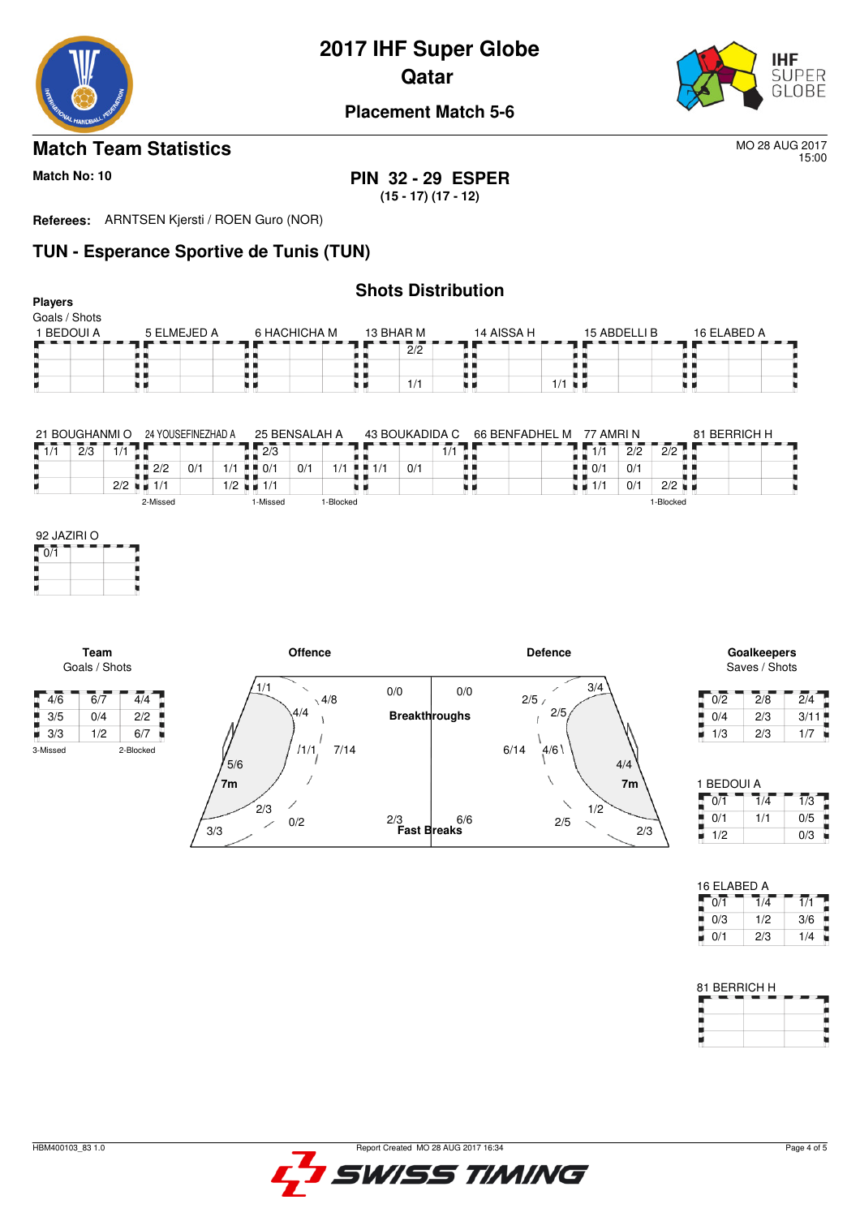# 2017 IHF Super Globe
## Qatar
### Placement Match 5-6

## Match Team Statistics

MO 28 AUG 2017
15:00

**Match No: 10**

**PIN 32 - 29 ESPER**
**(15 - 17) (17 - 12)**

**Referees:** ARNTSEN Kjersti / ROEN Guro (NOR)

## TUN - Esperance Sportive de Tunis (TUN)

### Shots Distribution

**Players**
Goals / Shots

**1 BEDOUI A**

| | | |
|---|---|---|
| | | |
| | | |
| | | |

**5 ELMEJED A**

| | | |
|---|---|---|
| | | |
| | | |
| | | |

**6 HACHICHA M**

| | | |
|---|---|---|
| | | |
| | | |
| | | |

**13 BHAR M**

| | | |
|---|---|---|
| | 2/2 | |
| | | |
| | 1/1 | |

**14 AISSA H**

| | | |
|---|---|---|
| | | |
| | | |
| | | 1/1 |

**15 ABDELLI B**

| | | |
|---|---|---|
| | | |
| | | |
| | | |

**16 ELABED A**

| | | |
|---|---|---|
| | | |
| | | |
| | | |

**21 BOUGHANMI O**

| | | |
|---|---|---|
| 1/1 | 2/3 | 1/1 |
| | | |
| | | 2/2 |

**24 YOUSEFINEZHAD A**

| | | |
|---|---|---|
| | | |
| 2/2 | 0/1 | 1/1 |
| 1/1 | | 1/2 |

2-Missed

**25 BENSALAH A**

| | | |
|---|---|---|
| 2/3 | | |
| 0/1 | 0/1 | 1/1 |
| 1/1 | | |

1-Missed, 1-Blocked

**43 BOUKADIDA C**

| | | |
|---|---|---|
| | | 1/1 |
| 1/1 | 0/1 | |
| | | |

**66 BENFADHEL M**

| | | |
|---|---|---|
| | | |
| | | |
| | | |

**77 AMRI N**

| | | |
|---|---|---|
| 1/1 | 2/2 | 2/2 |
| 0/1 | 0/1 | |
| 1/1 | 0/1 | 2/2 |

1-Blocked

**81 BERRICH H**

| | | |
|---|---|---|
| | | |
| | | |
| | | |

**92 JAZIRI O**

| | | |
|---|---|---|
| 0/1 | | |
| | | |
| | | |

**Team**
Goals / Shots

| | | |
|---|---|---|
| 4/6 | 6/7 | 4/4 |
| 3/5 | 0/4 | 2/2 |
| 3/3 | 1/2 | 6/7 |

3-Missed, 2-Blocked

**Offence**

- 1/1
- 4/8
- 4/4
- 1/1
- 7/14
- 5/6
- 7m
- 2/3
- 0/2
- 3/3

**Breakthroughs**: 0/0 (Offence), 0/0 (Defence)

**Fast Breaks**: 2/3 (Offence), 6/6 (Defence)

**Defence**

- 3/4
- 2/5
- 2/5
- 6/14
- 4/6
- 4/4
- 7m
- 1/2
- 2/5
- 2/3

**Goalkeepers**
Saves / Shots

| | | |
|---|---|---|
| 0/2 | 2/8 | 2/4 |
| 0/4 | 2/3 | 3/11 |
| 1/3 | 2/3 | 1/7 |

**1 BEDOUI A**

| | | |
|---|---|---|
| 0/1 | 1/4 | 1/3 |
| 0/1 | 1/1 | 0/5 |
| 1/2 | | 0/3 |

**16 ELABED A**

| | | |
|---|---|---|
| 0/1 | 1/4 | 1/1 |
| 0/3 | 1/2 | 3/6 |
| 0/1 | 2/3 | 1/4 |

**81 BERRICH H**

| | | |
|---|---|---|
| | | |
| | | |
| | | |

HBM400103_83 1.0 — Report Created MO 28 AUG 2017 16:34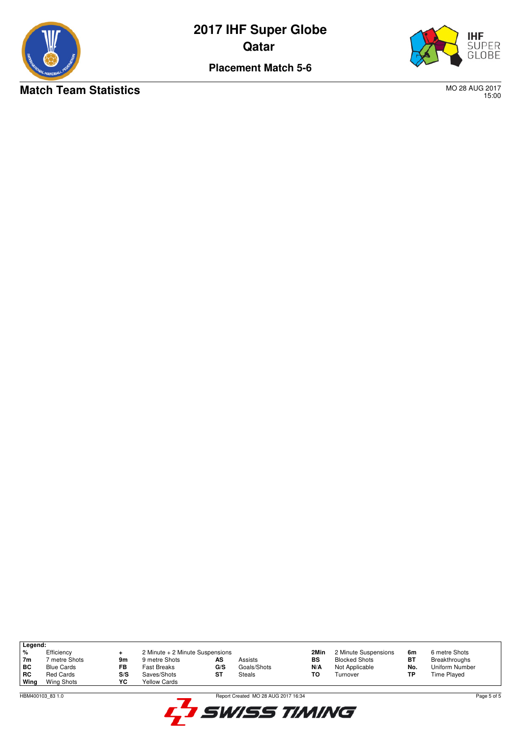# 2017 IHF Super Globe

## Qatar

### Placement Match 5-6

## Match Team Statistics

MO 28 AUG 2017
15:00

| Legend: | | | | | | | | | |
|---|---|---|---|---|---|---|---|---|---|
| % | Efficiency | + | 2 Minute + 2 Minute Suspensions | | | 2Min | 2 Minute Suspensions | 6m | 6 metre Shots |
| 7m | 7 metre Shots | 9m | 9 metre Shots | AS | Assists | BS | Blocked Shots | BT | Breakthroughs |
| BC | Blue Cards | FB | Fast Breaks | G/S | Goals/Shots | N/A | Not Applicable | No. | Uniform Number |
| RC | Red Cards | S/S | Saves/Shots | ST | Steals | TO | Turnover | TP | Time Played |
| Wing | Wing Shots | YC | Yellow Cards | | | | | | |

HBM400103_83 1.0

Report Created MO 28 AUG 2017 16:34